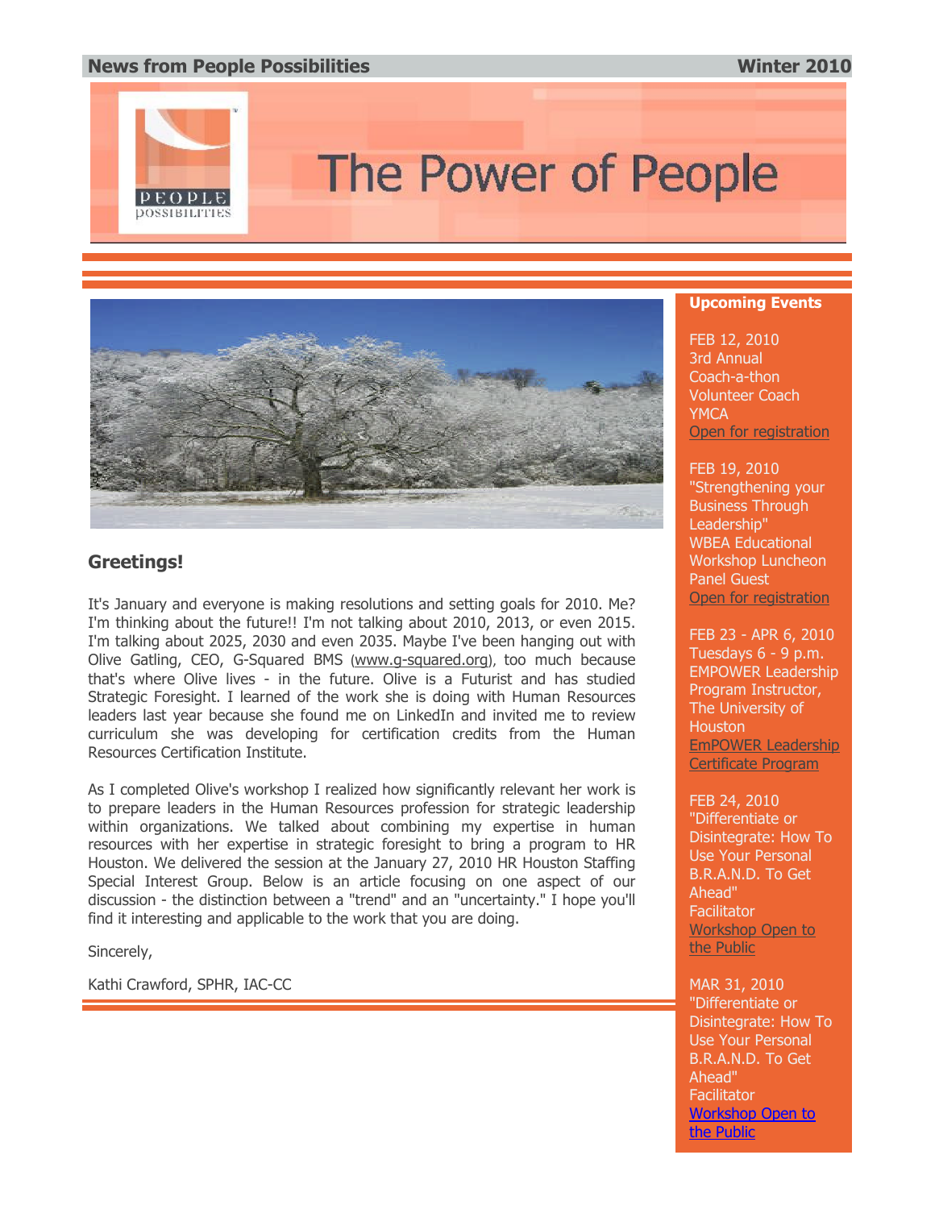**News from People Possibilities** **Winter 2010**

# The Power of People

## Greetings!

It's January and everyone is making resolutions and setting goals for 2010. Me? I'm thinking about the future!! I'm not talking about 2010, 2013, or even 2015. I'm talking about 2025, 2030 and even 2035. Maybe I've been hanging out with Olive Gatling, CEO, G-Squared BMS (www.g-squared.org), too much because that's where Olive lives - in the future. Olive is a Futurist and has studied Strategic Foresight. I learned of the work she is doing with Human Resources leaders last year because she found me on LinkedIn and invited me to review curriculum she was developing for certification credits from the Human Resources Certification Institute.

As I completed Olive's workshop I realized how significantly relevant her work is to prepare leaders in the Human Resources profession for strategic leadership within organizations. We talked about combining my expertise in human resources with her expertise in strategic foresight to bring a program to HR Houston. We delivered the session at the January 27, 2010 HR Houston Staffing Special Interest Group. Below is an article focusing on one aspect of our discussion - the distinction between a "trend" and an "uncertainty." I hope you'll find it interesting and applicable to the work that you are doing.

Sincerely,

Kathi Crawford, SPHR, IAC-CC

### Upcoming Events

FEB 12, 2010
3rd Annual Coach-a-thon
Volunteer Coach
YMCA
Open for registration

FEB 19, 2010
"Strengthening your Business Through Leadership"
WBEA Educational Workshop Luncheon
Panel Guest
Open for registration

FEB 23 - APR 6, 2010
Tuesdays 6 - 9 p.m.
EMPOWER Leadership Program Instructor, The University of Houston
EmPOWER Leadership Certificate Program

FEB 24, 2010
"Differentiate or Disintegrate: How To Use Your Personal B.R.A.N.D. To Get Ahead"
Facilitator
Workshop Open to the Public

MAR 31, 2010
"Differentiate or Disintegrate: How To Use Your Personal B.R.A.N.D. To Get Ahead"
Facilitator
Workshop Open to the Public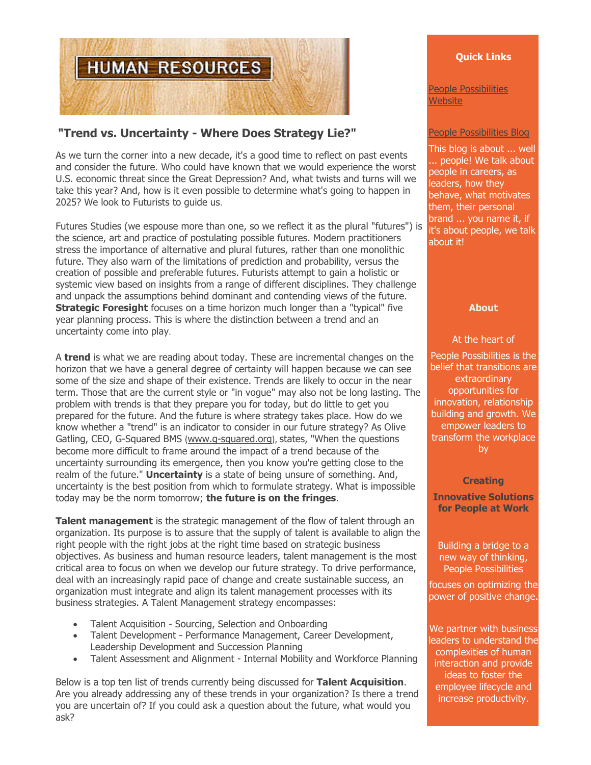HUMAN RESOURCES

## "Trend vs. Uncertainty - Where Does Strategy Lie?"

As we turn the corner into a new decade, it's a good time to reflect on past events and consider the future. Who could have known that we would experience the worst U.S. economic threat since the Great Depression? And, what twists and turns will we take this year? And, how is it even possible to determine what's going to happen in 2025? We look to Futurists to guide us.

Futures Studies (we espouse more than one, so we reflect it as the plural "futures") is the science, art and practice of postulating possible futures. Modern practitioners stress the importance of alternative and plural futures, rather than one monolithic future. They also warn of the limitations of prediction and probability, versus the creation of possible and preferable futures. Futurists attempt to gain a holistic or systemic view based on insights from a range of different disciplines. They challenge and unpack the assumptions behind dominant and contending views of the future. **Strategic Foresight** focuses on a time horizon much longer than a "typical" five year planning process. This is where the distinction between a trend and an uncertainty come into play.

A **trend** is what we are reading about today. These are incremental changes on the horizon that we have a general degree of certainty will happen because we can see some of the size and shape of their existence. Trends are likely to occur in the near term. Those that are the current style or "in vogue" may also not be long lasting. The problem with trends is that they prepare you for today, but do little to get you prepared for the future. And the future is where strategy takes place. How do we know whether a "trend" is an indicator to consider in our future strategy? As Olive Gatling, CEO, G-Squared BMS (www.g-squared.org), states, "When the questions become more difficult to frame around the impact of a trend because of the uncertainty surrounding its emergence, then you know you're getting close to the realm of the future." **Uncertainty** is a state of being unsure of something. And, uncertainty is the best position from which to formulate strategy. What is impossible today may be the norm tomorrow; **the future is on the fringes**.

**Talent management** is the strategic management of the flow of talent through an organization. Its purpose is to assure that the supply of talent is available to align the right people with the right jobs at the right time based on strategic business objectives. As business and human resource leaders, talent management is the most critical area to focus on when we develop our future strategy. To drive performance, deal with an increasingly rapid pace of change and create sustainable success, an organization must integrate and align its talent management processes with its business strategies. A Talent Management strategy encompasses:

- Talent Acquisition - Sourcing, Selection and Onboarding
- Talent Development - Performance Management, Career Development, Leadership Development and Succession Planning
- Talent Assessment and Alignment - Internal Mobility and Workforce Planning

Below is a top ten list of trends currently being discussed for **Talent Acquisition**. Are you already addressing any of these trends in your organization? Is there a trend you are uncertain of? If you could ask a question about the future, what would you ask?

**Quick Links**

People Possibilities Website

People Possibilities Blog

This blog is about ... well ... people! We talk about people in careers, as leaders, how they behave, what motivates them, their personal brand ... you name it, if it's about people, we talk about it!

**About**

At the heart of

People Possibilities is the belief that transitions are extraordinary opportunities for innovation, relationship building and growth. We empower leaders to transform the workplace by

**Creating**

**Innovative Solutions for People at Work**

Building a bridge to a new way of thinking, People Possibilities

focuses on optimizing the power of positive change.

We partner with business leaders to understand the complexities of human interaction and provide ideas to foster the employee lifecycle and increase productivity.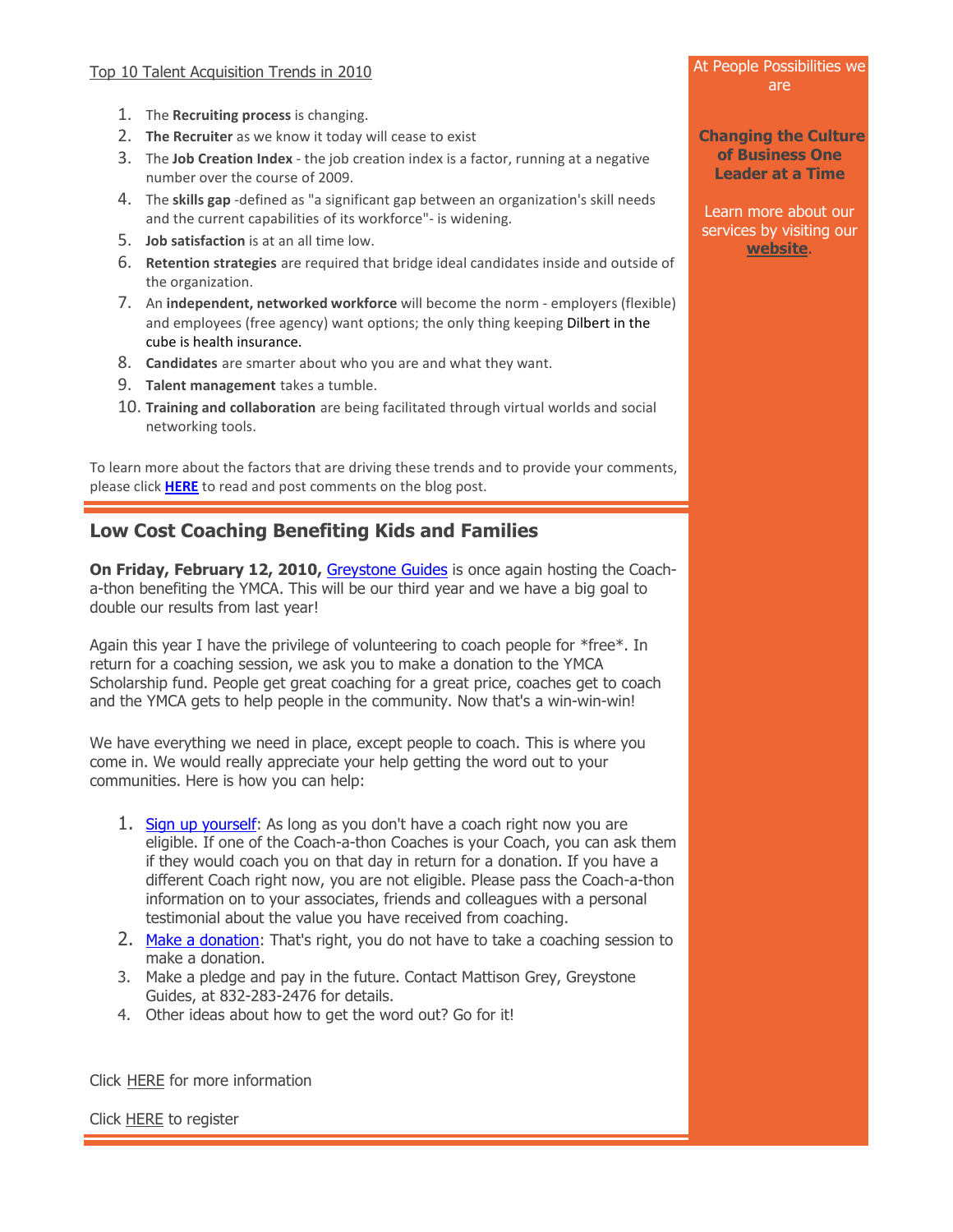Top 10 Talent Acquisition Trends in 2010

1. The **Recruiting process** is changing.
2. **The Recruiter** as we know it today will cease to exist
3. The **Job Creation Index** - the job creation index is a factor, running at a negative number over the course of 2009.
4. The **skills gap** -defined as "a significant gap between an organization's skill needs and the current capabilities of its workforce"- is widening.
5. **Job satisfaction** is at an all time low.
6. **Retention strategies** are required that bridge ideal candidates inside and outside of the organization.
7. An **independent, networked workforce** will become the norm - employers (flexible) and employees (free agency) want options; the only thing keeping Dilbert in the cube is health insurance.
8. **Candidates** are smarter about who you are and what they want.
9. **Talent management** takes a tumble.
10. **Training and collaboration** are being facilitated through virtual worlds and social networking tools.

To learn more about the factors that are driving these trends and to provide your comments, please click **HERE** to read and post comments on the blog post.

## Low Cost Coaching Benefiting Kids and Families

**On Friday, February 12, 2010,** Greystone Guides is once again hosting the Coach-a-thon benefiting the YMCA. This will be our third year and we have a big goal to double our results from last year!

Again this year I have the privilege of volunteering to coach people for *free*. In return for a coaching session, we ask you to make a donation to the YMCA Scholarship fund. People get great coaching for a great price, coaches get to coach and the YMCA gets to help people in the community. Now that's a win-win-win!

We have everything we need in place, except people to coach. This is where you come in. We would really appreciate your help getting the word out to your communities. Here is how you can help:

1. Sign up yourself: As long as you don't have a coach right now you are eligible. If one of the Coach-a-thon Coaches is your Coach, you can ask them if they would coach you on that day in return for a donation. If you have a different Coach right now, you are not eligible. Please pass the Coach-a-thon information on to your associates, friends and colleagues with a personal testimonial about the value you have received from coaching.
2. Make a donation: That's right, you do not have to take a coaching session to make a donation.
3. Make a pledge and pay in the future. Contact Mattison Grey, Greystone Guides, at 832-283-2476 for details.
4. Other ideas about how to get the word out? Go for it!

Click HERE for more information

Click HERE to register

At People Possibilities we are

**Changing the Culture of Business One Leader at a Time**

Learn more about our services by visiting our **website**.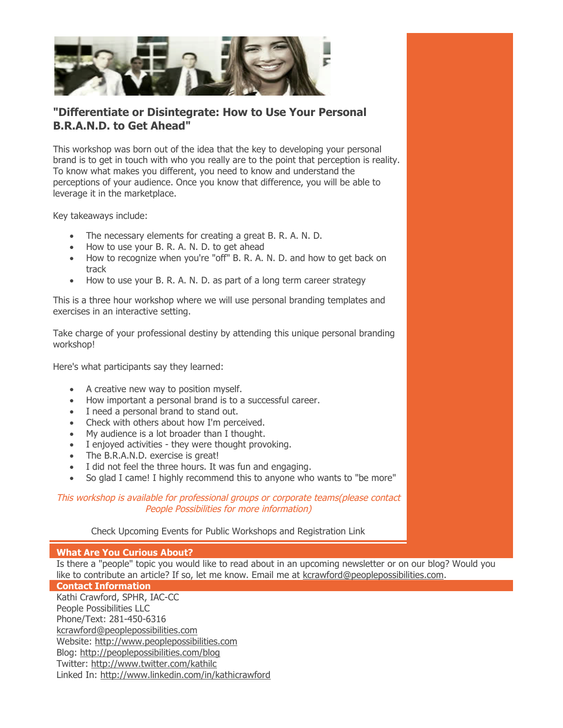## "Differentiate or Disintegrate: How to Use Your Personal B.R.A.N.D. to Get Ahead"

This workshop was born out of the idea that the key to developing your personal brand is to get in touch with who you really are to the point that perception is reality. To know what makes you different, you need to know and understand the perceptions of your audience. Once you know that difference, you will be able to leverage it in the marketplace.

Key takeaways include:

- The necessary elements for creating a great B. R. A. N. D.
- How to use your B. R. A. N. D. to get ahead
- How to recognize when you're "off" B. R. A. N. D. and how to get back on track
- How to use your B. R. A. N. D. as part of a long term career strategy

This is a three hour workshop where we will use personal branding templates and exercises in an interactive setting.

Take charge of your professional destiny by attending this unique personal branding workshop!

Here's what participants say they learned:

- A creative new way to position myself.
- How important a personal brand is to a successful career.
- I need a personal brand to stand out.
- Check with others about how I'm perceived.
- My audience is a lot broader than I thought.
- I enjoyed activities - they were thought provoking.
- The B.R.A.N.D. exercise is great!
- I did not feel the three hours. It was fun and engaging.
- So glad I came! I highly recommend this to anyone who wants to "be more"

*This workshop is available for professional groups or corporate teams(please contact People Possibilities for more information)*

Check Upcoming Events for Public Workshops and Registration Link

### What Are You Curious About?

Is there a "people" topic you would like to read about in an upcoming newsletter or on our blog? Would you like to contribute an article? If so, let me know. Email me at kcrawford@peoplepossibilities.com.

### Contact Information

Kathi Crawford, SPHR, IAC-CC
People Possibilities LLC
Phone/Text: 281-450-6316
kcrawford@peoplepossibilities.com
Website: http://www.peoplepossibilities.com
Blog: http://peoplepossibilities.com/blog
Twitter: http://www.twitter.com/kathilc
Linked In: http://www.linkedin.com/in/kathicrawford